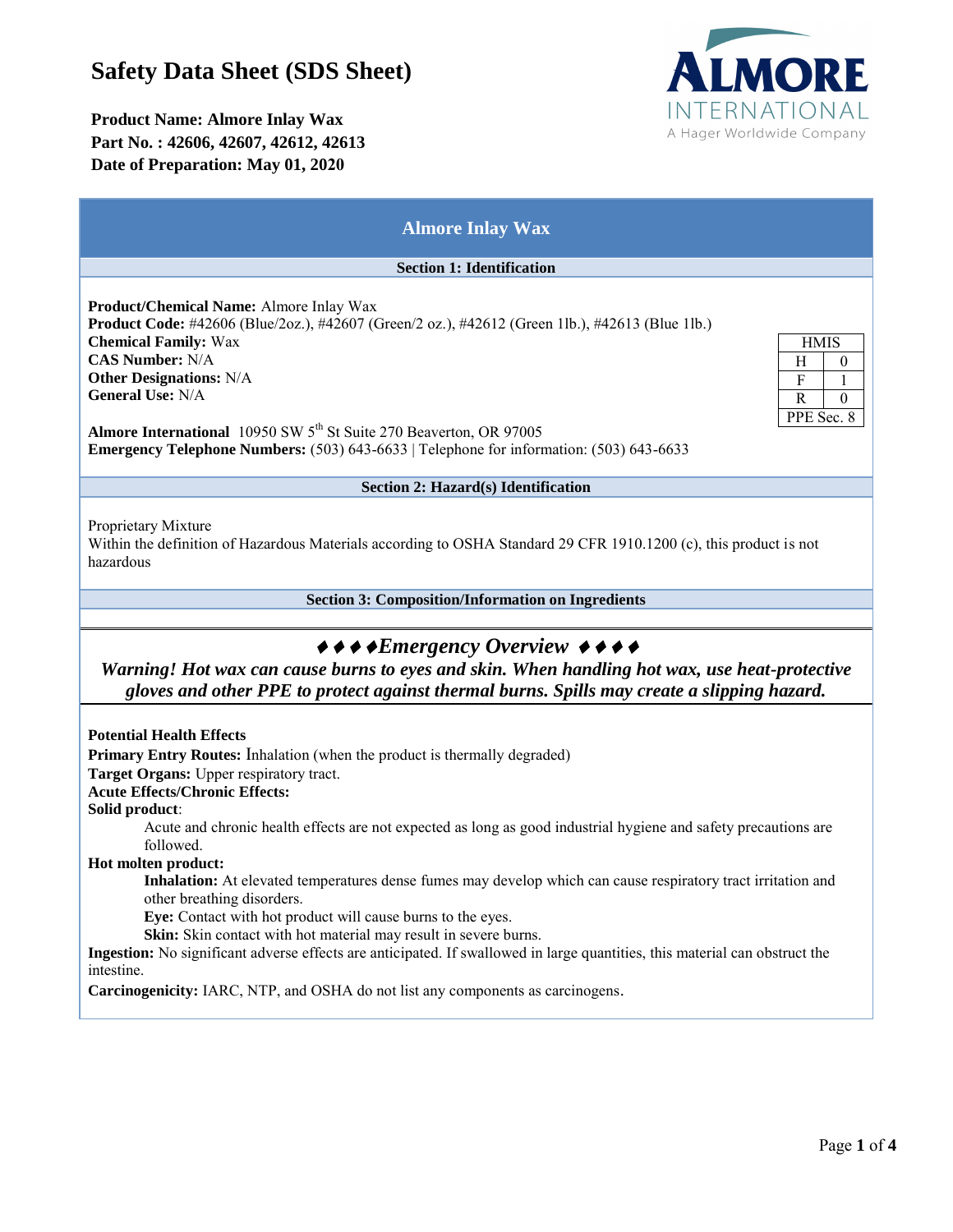# Safety Data Sheet (SDS Sheet)

**Product Name: Almore Inlay Wax**
**Part No. : 42606, 42607, 42612, 42613**
**Date of Preparation: May 01, 2020**

ALMORE INTERNATIONAL
A Hager Worldwide Company

## Almore Inlay Wax

### Section 1: Identification

**Product/Chemical Name:** Almore Inlay Wax
**Product Code:** #42606 (Blue/2oz.), #42607 (Green/2 oz.), #42612 (Green 1lb.), #42613 (Blue 1lb.)
**Chemical Family:** Wax
**CAS Number:** N/A
**Other Designations:** N/A
**General Use:** N/A

| HMIS | |
|---|---|
| H | 0 |
| F | 1 |
| R | 0 |
| PPE Sec. 8 | |

**Almore International** 10950 SW 5th St Suite 270 Beaverton, OR 97005
**Emergency Telephone Numbers:** (503) 643-6633 | Telephone for information: (503) 643-6633

### Section 2: Hazard(s) Identification

Proprietary Mixture
Within the definition of Hazardous Materials according to OSHA Standard 29 CFR 1910.1200 (c), this product is not hazardous

### Section 3: Composition/Information on Ingredients

## ♦♦♦♦*Emergency Overview* ♦♦♦♦

***Warning! Hot wax can cause burns to eyes and skin. When handling hot wax, use heat-protective gloves and other PPE to protect against thermal burns. Spills may create a slipping hazard.***

**Potential Health Effects**
**Primary Entry Routes:** Inhalation (when the product is thermally degraded)
**Target Organs:** Upper respiratory tract.
**Acute Effects/Chronic Effects:**
**Solid product**:
Acute and chronic health effects are not expected as long as good industrial hygiene and safety precautions are followed.
**Hot molten product:**
**Inhalation:** At elevated temperatures dense fumes may develop which can cause respiratory tract irritation and other breathing disorders.
**Eye:** Contact with hot product will cause burns to the eyes.
**Skin:** Skin contact with hot material may result in severe burns.
**Ingestion:** No significant adverse effects are anticipated. If swallowed in large quantities, this material can obstruct the intestine.
**Carcinogenicity:** IARC, NTP, and OSHA do not list any components as carcinogens.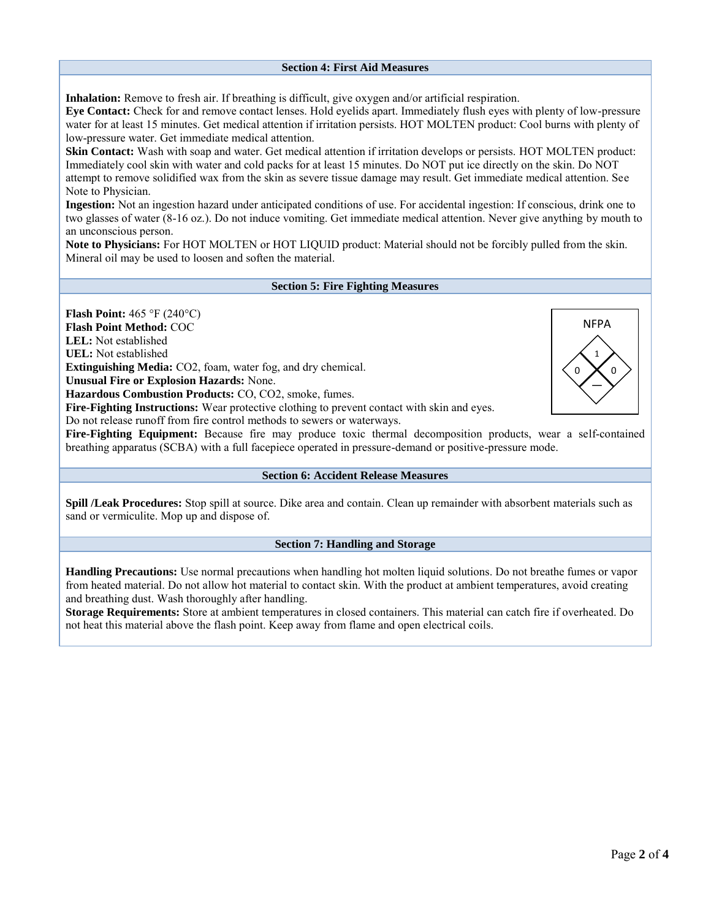## Section 4: First Aid Measures

**Inhalation:** Remove to fresh air. If breathing is difficult, give oxygen and/or artificial respiration.
**Eye Contact:** Check for and remove contact lenses. Hold eyelids apart. Immediately flush eyes with plenty of low-pressure water for at least 15 minutes. Get medical attention if irritation persists. HOT MOLTEN product: Cool burns with plenty of low-pressure water. Get immediate medical attention.
**Skin Contact:** Wash with soap and water. Get medical attention if irritation develops or persists. HOT MOLTEN product: Immediately cool skin with water and cold packs for at least 15 minutes. Do NOT put ice directly on the skin. Do NOT attempt to remove solidified wax from the skin as severe tissue damage may result. Get immediate medical attention. See Note to Physician.
**Ingestion:** Not an ingestion hazard under anticipated conditions of use. For accidental ingestion: If conscious, drink one to two glasses of water (8-16 oz.). Do not induce vomiting. Get immediate medical attention. Never give anything by mouth to an unconscious person.
**Note to Physicians:** For HOT MOLTEN or HOT LIQUID product: Material should not be forcibly pulled from the skin. Mineral oil may be used to loosen and soften the material.

## Section 5: Fire Fighting Measures

**Flash Point:** 465 °F (240°C)
**Flash Point Method:** COC
**LEL:** Not established
**UEL:** Not established
**Extinguishing Media:** $CO_2$, foam, water fog, and dry chemical.
**Unusual Fire or Explosion Hazards:** None.
**Hazardous Combustion Products:** CO, $CO_2$, smoke, fumes.
**Fire-Fighting Instructions:** Wear protective clothing to prevent contact with skin and eyes.
Do not release runoff from fire control methods to sewers or waterways.
**Fire-Fighting Equipment:** Because fire may produce toxic thermal decomposition products, wear a self-contained breathing apparatus (SCBA) with a full facepiece operated in pressure-demand or positive-pressure mode.

NFPA

| Health | Flammability | Instability | Special |
|---|---|---|---|
| 0 | 1 | 0 | — |

## Section 6: Accident Release Measures

**Spill /Leak Procedures:** Stop spill at source. Dike area and contain. Clean up remainder with absorbent materials such as sand or vermiculite. Mop up and dispose of.

## Section 7: Handling and Storage

**Handling Precautions:** Use normal precautions when handling hot molten liquid solutions. Do not breathe fumes or vapor from heated material. Do not allow hot material to contact skin. With the product at ambient temperatures, avoid creating and breathing dust. Wash thoroughly after handling.
**Storage Requirements:** Store at ambient temperatures in closed containers. This material can catch fire if overheated. Do not heat this material above the flash point. Keep away from flame and open electrical coils.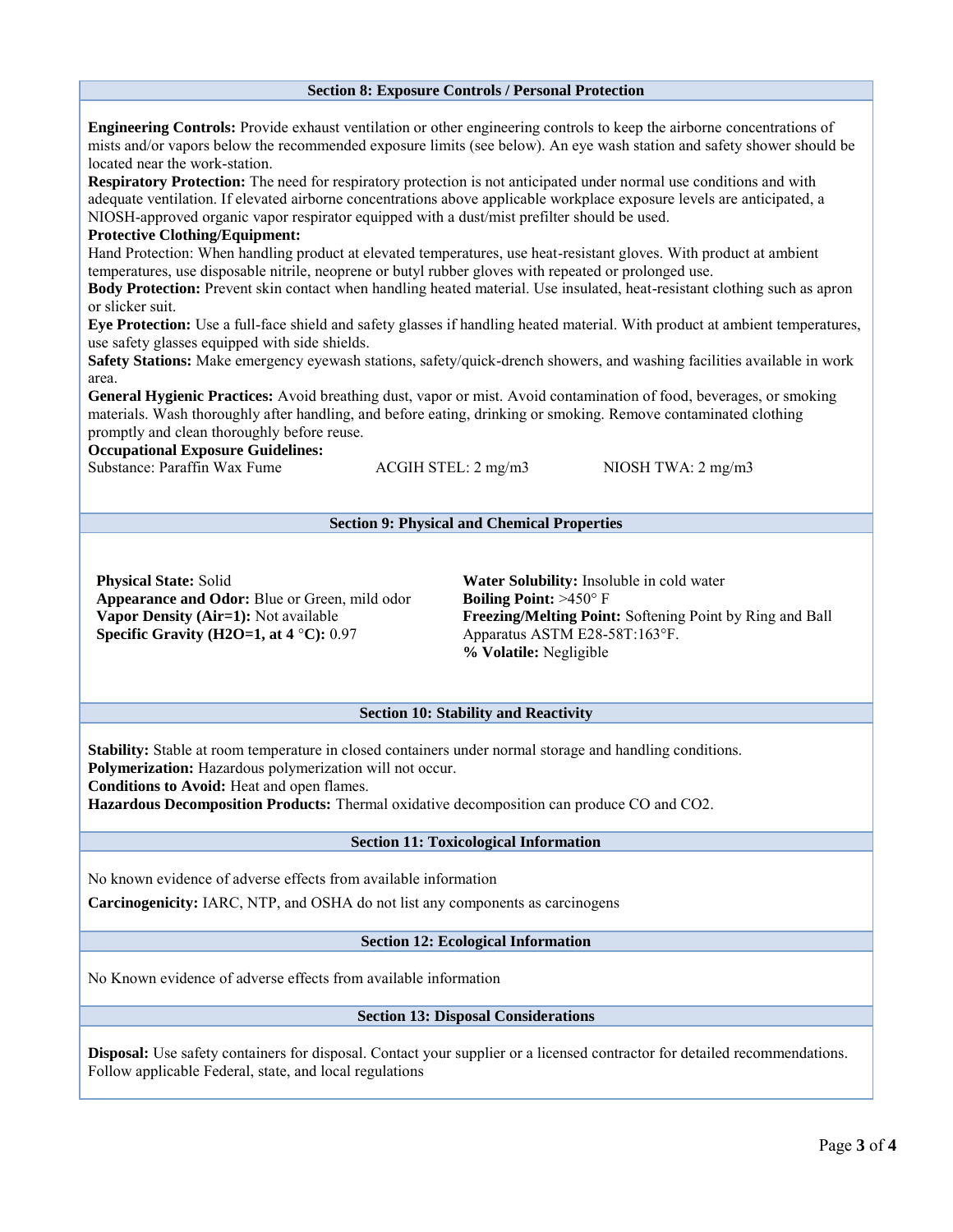## Section 8: Exposure Controls / Personal Protection

**Engineering Controls:** Provide exhaust ventilation or other engineering controls to keep the airborne concentrations of mists and/or vapors below the recommended exposure limits (see below). An eye wash station and safety shower should be located near the work-station.

**Respiratory Protection:** The need for respiratory protection is not anticipated under normal use conditions and with adequate ventilation. If elevated airborne concentrations above applicable workplace exposure levels are anticipated, a NIOSH-approved organic vapor respirator equipped with a dust/mist prefilter should be used.

**Protective Clothing/Equipment:**

Hand Protection: When handling product at elevated temperatures, use heat-resistant gloves. With product at ambient temperatures, use disposable nitrile, neoprene or butyl rubber gloves with repeated or prolonged use.

**Body Protection:** Prevent skin contact when handling heated material. Use insulated, heat-resistant clothing such as apron or slicker suit.

**Eye Protection:** Use a full-face shield and safety glasses if handling heated material. With product at ambient temperatures, use safety glasses equipped with side shields.

**Safety Stations:** Make emergency eyewash stations, safety/quick-drench showers, and washing facilities available in work area.

**General Hygienic Practices:** Avoid breathing dust, vapor or mist. Avoid contamination of food, beverages, or smoking materials. Wash thoroughly after handling, and before eating, drinking or smoking. Remove contaminated clothing promptly and clean thoroughly before reuse.

**Occupational Exposure Guidelines:**

| Substance: Paraffin Wax Fume | ACGIH STEL: 2 mg/m3 | NIOSH TWA: 2 mg/m3 |
|---|---|---|

## Section 9: Physical and Chemical Properties

**Physical State:** Solid
**Appearance and Odor:** Blue or Green, mild odor
**Vapor Density (Air=1):** Not available
**Specific Gravity (H2O=1, at 4 °C):** 0.97

**Water Solubility:** Insoluble in cold water
**Boiling Point:** >450° F
**Freezing/Melting Point:** Softening Point by Ring and Ball Apparatus ASTM E28-58T:163°F.
**% Volatile:** Negligible

## Section 10: Stability and Reactivity

**Stability:** Stable at room temperature in closed containers under normal storage and handling conditions.
**Polymerization:** Hazardous polymerization will not occur.
**Conditions to Avoid:** Heat and open flames.
**Hazardous Decomposition Products:** Thermal oxidative decomposition can produce CO and $CO_2$.

## Section 11: Toxicological Information

No known evidence of adverse effects from available information

**Carcinogenicity:** IARC, NTP, and OSHA do not list any components as carcinogens

## Section 12: Ecological Information

No Known evidence of adverse effects from available information

## Section 13: Disposal Considerations

**Disposal:** Use safety containers for disposal. Contact your supplier or a licensed contractor for detailed recommendations. Follow applicable Federal, state, and local regulations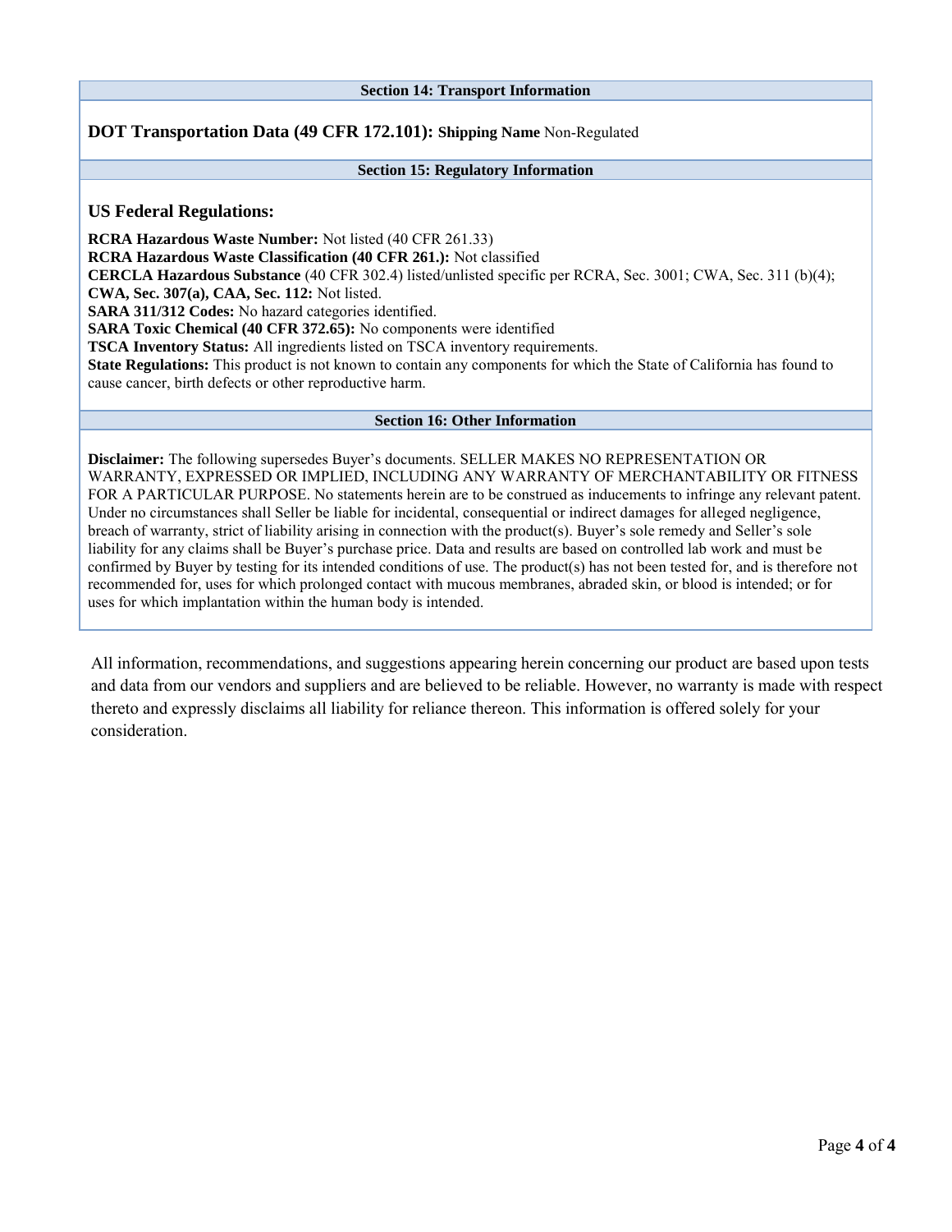## Section 14: Transport Information

**DOT Transportation Data (49 CFR 172.101): Shipping Name** Non-Regulated

## Section 15: Regulatory Information

### US Federal Regulations:

**RCRA Hazardous Waste Number:** Not listed (40 CFR 261.33)
**RCRA Hazardous Waste Classification (40 CFR 261.):** Not classified
**CERCLA Hazardous Substance** (40 CFR 302.4) listed/unlisted specific per RCRA, Sec. 3001; CWA, Sec. 311 (b)(4);
**CWA, Sec. 307(a), CAA, Sec. 112:** Not listed.
**SARA 311/312 Codes:** No hazard categories identified.
**SARA Toxic Chemical (40 CFR 372.65):** No components were identified
**TSCA Inventory Status:** All ingredients listed on TSCA inventory requirements.
**State Regulations:** This product is not known to contain any components for which the State of California has found to cause cancer, birth defects or other reproductive harm.

## Section 16: Other Information

**Disclaimer:** The following supersedes Buyer's documents. SELLER MAKES NO REPRESENTATION OR WARRANTY, EXPRESSED OR IMPLIED, INCLUDING ANY WARRANTY OF MERCHANTABILITY OR FITNESS FOR A PARTICULAR PURPOSE. No statements herein are to be construed as inducements to infringe any relevant patent. Under no circumstances shall Seller be liable for incidental, consequential or indirect damages for alleged negligence, breach of warranty, strict of liability arising in connection with the product(s). Buyer's sole remedy and Seller's sole liability for any claims shall be Buyer's purchase price. Data and results are based on controlled lab work and must be confirmed by Buyer by testing for its intended conditions of use. The product(s) has not been tested for, and is therefore not recommended for, uses for which prolonged contact with mucous membranes, abraded skin, or blood is intended; or for uses for which implantation within the human body is intended.

All information, recommendations, and suggestions appearing herein concerning our product are based upon tests and data from our vendors and suppliers and are believed to be reliable. However, no warranty is made with respect thereto and expressly disclaims all liability for reliance thereon. This information is offered solely for your consideration.